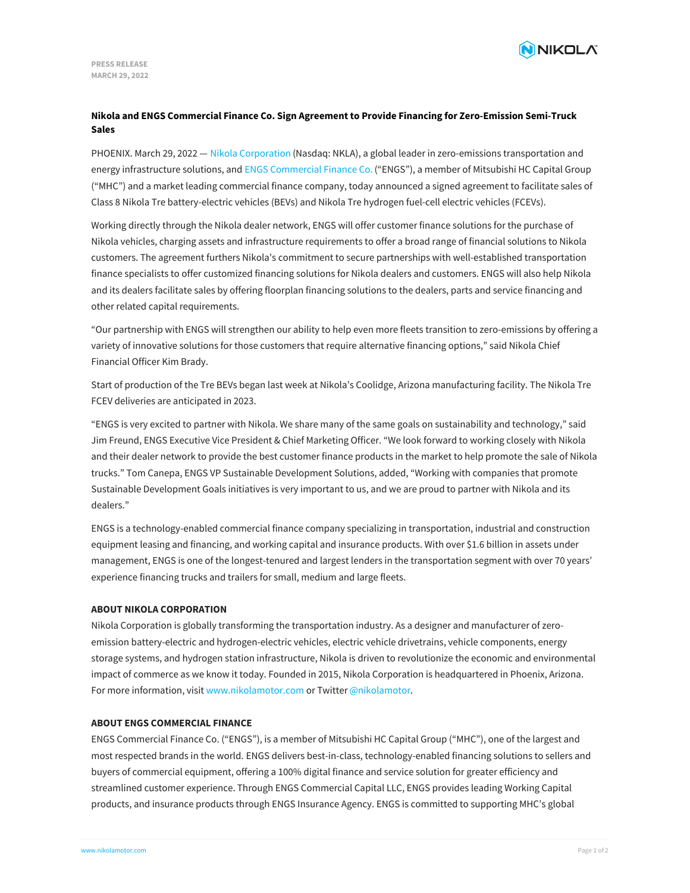PRESS RELEASE
MARCH 29, 2022

# Nikola and ENGS Commercial Finance Co. Sign Agreement to Provide Financing for Zero-Emission Semi-Truck Sales

PHOENIX. March 29, 2022 — Nikola Corporation (Nasdaq: NKLA), a global leader in zero-emissions transportation and energy infrastructure solutions, and ENGS Commercial Finance Co. ("ENGS"), a member of Mitsubishi HC Capital Group ("MHC") and a market leading commercial finance company, today announced a signed agreement to facilitate sales of Class 8 Nikola Tre battery-electric vehicles (BEVs) and Nikola Tre hydrogen fuel-cell electric vehicles (FCEVs).

Working directly through the Nikola dealer network, ENGS will offer customer finance solutions for the purchase of Nikola vehicles, charging assets and infrastructure requirements to offer a broad range of financial solutions to Nikola customers. The agreement furthers Nikola's commitment to secure partnerships with well-established transportation finance specialists to offer customized financing solutions for Nikola dealers and customers. ENGS will also help Nikola and its dealers facilitate sales by offering floorplan financing solutions to the dealers, parts and service financing and other related capital requirements.

"Our partnership with ENGS will strengthen our ability to help even more fleets transition to zero-emissions by offering a variety of innovative solutions for those customers that require alternative financing options," said Nikola Chief Financial Officer Kim Brady.

Start of production of the Tre BEVs began last week at Nikola's Coolidge, Arizona manufacturing facility. The Nikola Tre FCEV deliveries are anticipated in 2023.

"ENGS is very excited to partner with Nikola. We share many of the same goals on sustainability and technology," said Jim Freund, ENGS Executive Vice President & Chief Marketing Officer. "We look forward to working closely with Nikola and their dealer network to provide the best customer finance products in the market to help promote the sale of Nikola trucks." Tom Canepa, ENGS VP Sustainable Development Solutions, added, "Working with companies that promote Sustainable Development Goals initiatives is very important to us, and we are proud to partner with Nikola and its dealers."

ENGS is a technology-enabled commercial finance company specializing in transportation, industrial and construction equipment leasing and financing, and working capital and insurance products. With over $1.6 billion in assets under management, ENGS is one of the longest-tenured and largest lenders in the transportation segment with over 70 years' experience financing trucks and trailers for small, medium and large fleets.

## ABOUT NIKOLA CORPORATION

Nikola Corporation is globally transforming the transportation industry. As a designer and manufacturer of zero-emission battery-electric and hydrogen-electric vehicles, electric vehicle drivetrains, vehicle components, energy storage systems, and hydrogen station infrastructure, Nikola is driven to revolutionize the economic and environmental impact of commerce as we know it today. Founded in 2015, Nikola Corporation is headquartered in Phoenix, Arizona. For more information, visit www.nikolamotor.com or Twitter @nikolamotor.

## ABOUT ENGS COMMERCIAL FINANCE

ENGS Commercial Finance Co. ("ENGS"), is a member of Mitsubishi HC Capital Group ("MHC"), one of the largest and most respected brands in the world. ENGS delivers best-in-class, technology-enabled financing solutions to sellers and buyers of commercial equipment, offering a 100% digital finance and service solution for greater efficiency and streamlined customer experience. Through ENGS Commercial Capital LLC, ENGS provides leading Working Capital products, and insurance products through ENGS Insurance Agency. ENGS is committed to supporting MHC's global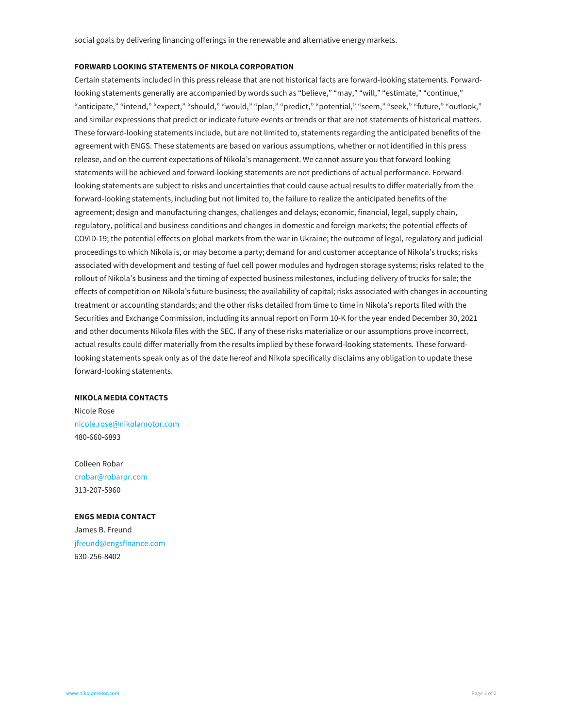social goals by delivering financing offerings in the renewable and alternative energy markets.

**FORWARD LOOKING STATEMENTS OF NIKOLA CORPORATION**

Certain statements included in this press release that are not historical facts are forward-looking statements. Forward-looking statements generally are accompanied by words such as “believe,” “may,” “will,” “estimate,” “continue,” “anticipate,” “intend,” “expect,” “should,” “would,” “plan,” “predict,” “potential,” “seem,” “seek,” “future,” “outlook,” and similar expressions that predict or indicate future events or trends or that are not statements of historical matters. These forward-looking statements include, but are not limited to, statements regarding the anticipated benefits of the agreement with ENGS. These statements are based on various assumptions, whether or not identified in this press release, and on the current expectations of Nikola’s management. We cannot assure you that forward looking statements will be achieved and forward-looking statements are not predictions of actual performance. Forward-looking statements are subject to risks and uncertainties that could cause actual results to differ materially from the forward-looking statements, including but not limited to, the failure to realize the anticipated benefits of the agreement; design and manufacturing changes, challenges and delays; economic, financial, legal, supply chain, regulatory, political and business conditions and changes in domestic and foreign markets; the potential effects of COVID-19; the potential effects on global markets from the war in Ukraine; the outcome of legal, regulatory and judicial proceedings to which Nikola is, or may become a party; demand for and customer acceptance of Nikola’s trucks; risks associated with development and testing of fuel cell power modules and hydrogen storage systems; risks related to the rollout of Nikola’s business and the timing of expected business milestones, including delivery of trucks for sale; the effects of competition on Nikola’s future business; the availability of capital; risks associated with changes in accounting treatment or accounting standards; and the other risks detailed from time to time in Nikola’s reports filed with the Securities and Exchange Commission, including its annual report on Form 10-K for the year ended December 30, 2021 and other documents Nikola files with the SEC. If any of these risks materialize or our assumptions prove incorrect, actual results could differ materially from the results implied by these forward-looking statements. These forward-looking statements speak only as of the date hereof and Nikola specifically disclaims any obligation to update these forward-looking statements.

**NIKOLA MEDIA CONTACTS**

Nicole Rose
nicole.rose@nikolamotor.com
480-660-6893

Colleen Robar
crobar@robarpr.com
313-207-5960

**ENGS MEDIA CONTACT**

James B. Freund
jfreund@engsfinance.com
630-256-8402